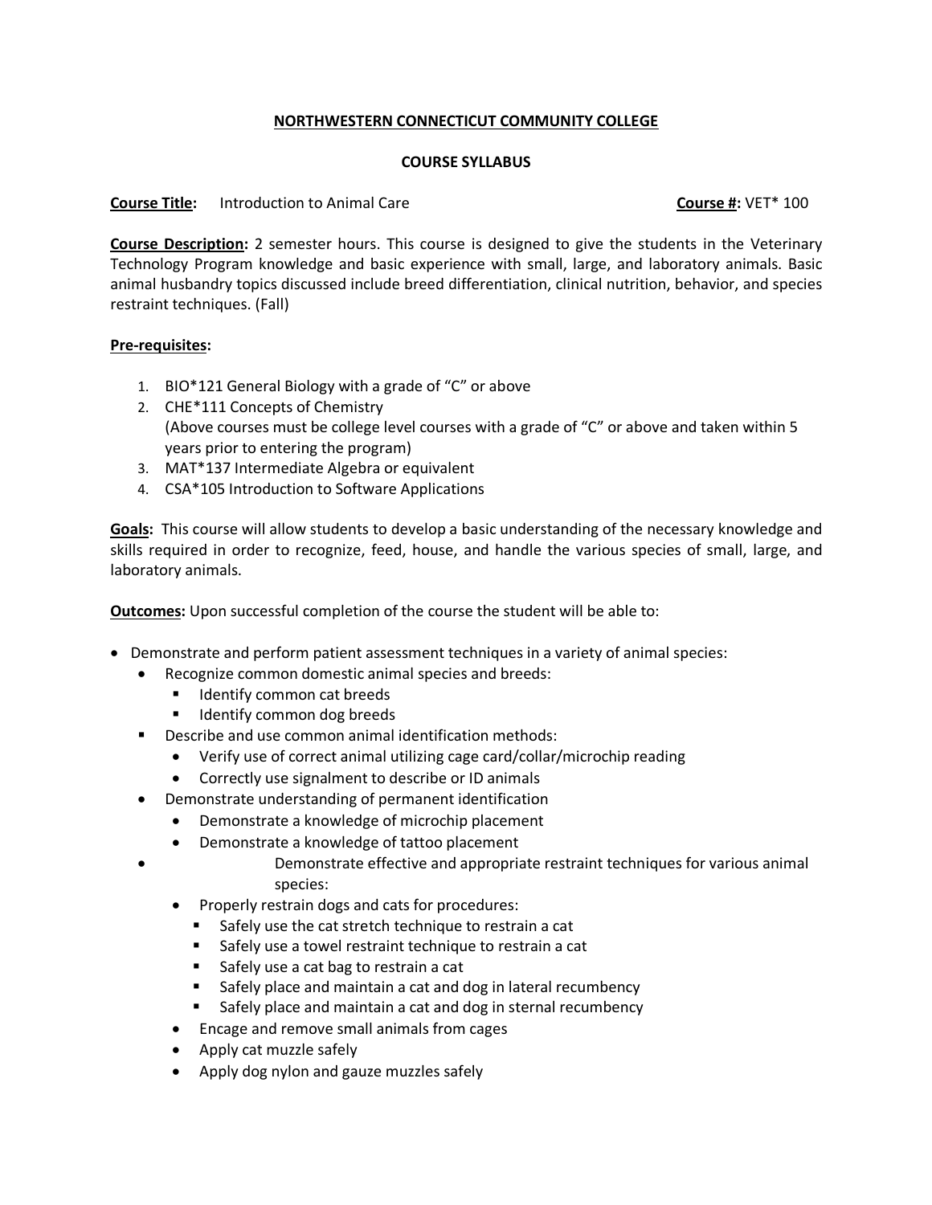**NORTHWESTERN CONNECTICUT COMMUNITY COLLEGE**

**COURSE SYLLABUS**

**Course Title:** Introduction to Animal Care **Course #:** VET* 100

**Course Description:** 2 semester hours. This course is designed to give the students in the Veterinary Technology Program knowledge and basic experience with small, large, and laboratory animals. Basic animal husbandry topics discussed include breed differentiation, clinical nutrition, behavior, and species restraint techniques. (Fall)

**Pre-requisites:**

1. BIO*121 General Biology with a grade of "C" or above
2. CHE*111 Concepts of Chemistry
   (Above courses must be college level courses with a grade of "C" or above and taken within 5 years prior to entering the program)
3. MAT*137 Intermediate Algebra or equivalent
4. CSA*105 Introduction to Software Applications

**Goals:** This course will allow students to develop a basic understanding of the necessary knowledge and skills required in order to recognize, feed, house, and handle the various species of small, large, and laboratory animals.

**Outcomes:** Upon successful completion of the course the student will be able to:

- Demonstrate and perform patient assessment techniques in a variety of animal species:
  - Recognize common domestic animal species and breeds:
    - Identify common cat breeds
    - Identify common dog breeds
  - Describe and use common animal identification methods:
    - Verify use of correct animal utilizing cage card/collar/microchip reading
    - Correctly use signalment to describe or ID animals
  - Demonstrate understanding of permanent identification
    - Demonstrate a knowledge of microchip placement
    - Demonstrate a knowledge of tattoo placement
  - Demonstrate effective and appropriate restraint techniques for various animal species:
    - Properly restrain dogs and cats for procedures:
      - Safely use the cat stretch technique to restrain a cat
      - Safely use a towel restraint technique to restrain a cat
      - Safely use a cat bag to restrain a cat
      - Safely place and maintain a cat and dog in lateral recumbency
      - Safely place and maintain a cat and dog in sternal recumbency
    - Encage and remove small animals from cages
    - Apply cat muzzle safely
    - Apply dog nylon and gauze muzzles safely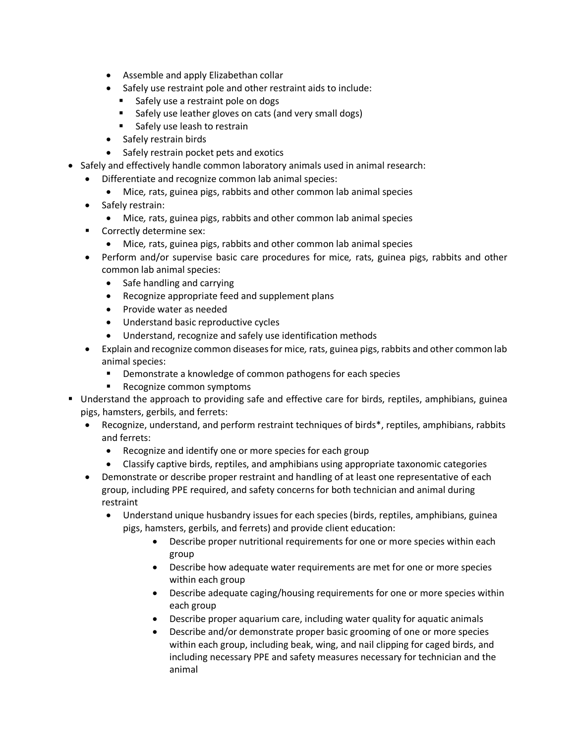- Assemble and apply Elizabethan collar
    - Safely use restraint pole and other restraint aids to include:
      - Safely use a restraint pole on dogs
      - Safely use leather gloves on cats (and very small dogs)
      - Safely use leash to restrain
    - Safely restrain birds
    - Safely restrain pocket pets and exotics
- Safely and effectively handle common laboratory animals used in animal research:
  - Differentiate and recognize common lab animal species:
    - Mice, rats, guinea pigs, rabbits and other common lab animal species
  - Safely restrain:
    - Mice, rats, guinea pigs, rabbits and other common lab animal species
  - Correctly determine sex:
    - Mice, rats, guinea pigs, rabbits and other common lab animal species
  - Perform and/or supervise basic care procedures for mice, rats, guinea pigs, rabbits and other common lab animal species:
    - Safe handling and carrying
    - Recognize appropriate feed and supplement plans
    - Provide water as needed
    - Understand basic reproductive cycles
    - Understand, recognize and safely use identification methods
  - Explain and recognize common diseases for mice, rats, guinea pigs, rabbits and other common lab animal species:
    - Demonstrate a knowledge of common pathogens for each species
    - Recognize common symptoms
- Understand the approach to providing safe and effective care for birds, reptiles, amphibians, guinea pigs, hamsters, gerbils, and ferrets:
  - Recognize, understand, and perform restraint techniques of birds*, reptiles, amphibians, rabbits and ferrets:
    - Recognize and identify one or more species for each group
    - Classify captive birds, reptiles, and amphibians using appropriate taxonomic categories
  - Demonstrate or describe proper restraint and handling of at least one representative of each group, including PPE required, and safety concerns for both technician and animal during restraint
    - Understand unique husbandry issues for each species (birds, reptiles, amphibians, guinea pigs, hamsters, gerbils, and ferrets) and provide client education:
      - Describe proper nutritional requirements for one or more species within each group
      - Describe how adequate water requirements are met for one or more species within each group
      - Describe adequate caging/housing requirements for one or more species within each group
      - Describe proper aquarium care, including water quality for aquatic animals
      - Describe and/or demonstrate proper basic grooming of one or more species within each group, including beak, wing, and nail clipping for caged birds, and including necessary PPE and safety measures necessary for technician and the animal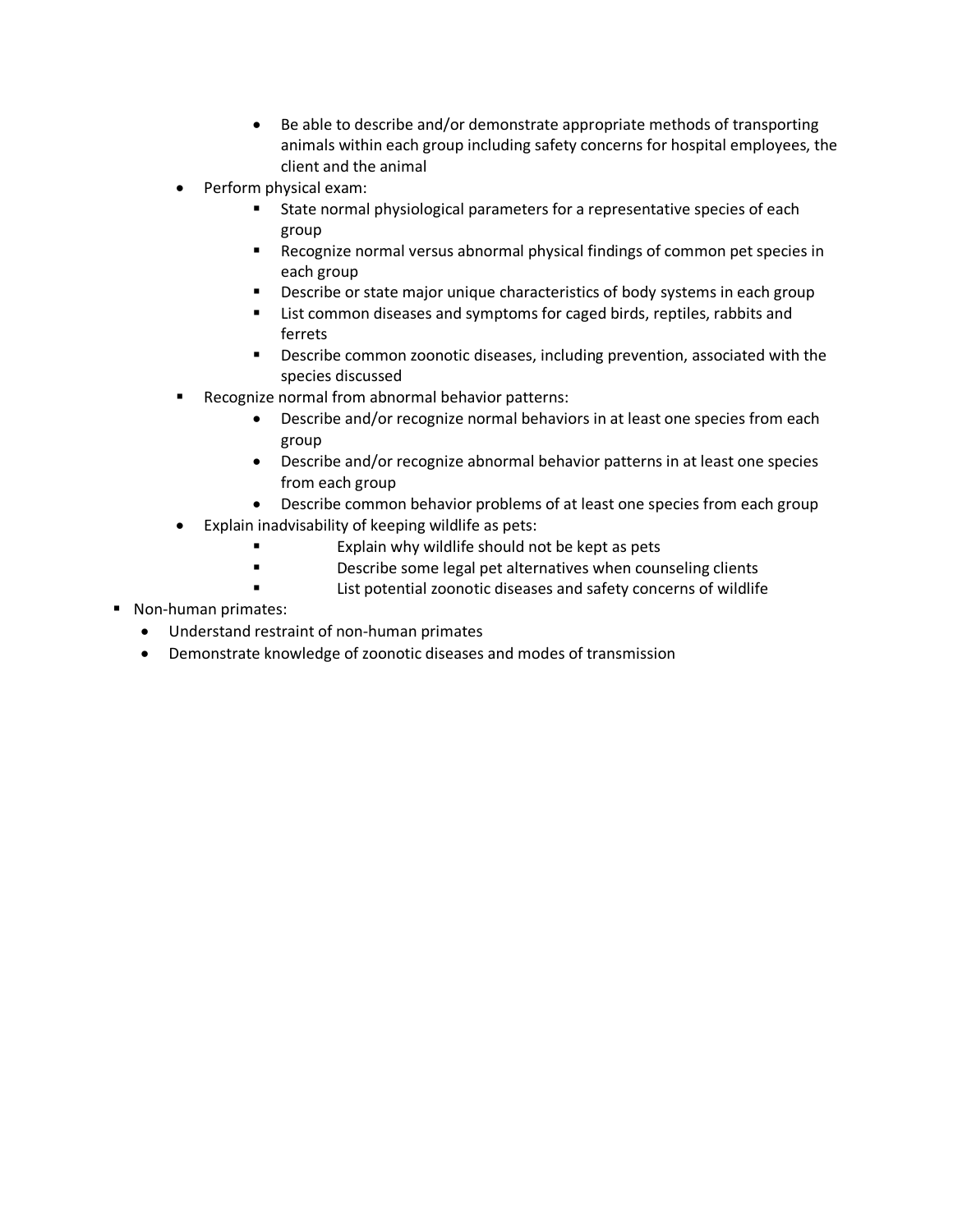- Be able to describe and/or demonstrate appropriate methods of transporting animals within each group including safety concerns for hospital employees, the client and the animal
    - Perform physical exam:
        - State normal physiological parameters for a representative species of each group
        - Recognize normal versus abnormal physical findings of common pet species in each group
        - Describe or state major unique characteristics of body systems in each group
        - List common diseases and symptoms for caged birds, reptiles, rabbits and ferrets
        - Describe common zoonotic diseases, including prevention, associated with the species discussed
    - Recognize normal from abnormal behavior patterns:
        - Describe and/or recognize normal behaviors in at least one species from each group
        - Describe and/or recognize abnormal behavior patterns in at least one species from each group
        - Describe common behavior problems of at least one species from each group
    - Explain inadvisability of keeping wildlife as pets:
        - Explain why wildlife should not be kept as pets
        - Describe some legal pet alternatives when counseling clients
        - List potential zoonotic diseases and safety concerns of wildlife
- Non-human primates:
    - Understand restraint of non-human primates
    - Demonstrate knowledge of zoonotic diseases and modes of transmission